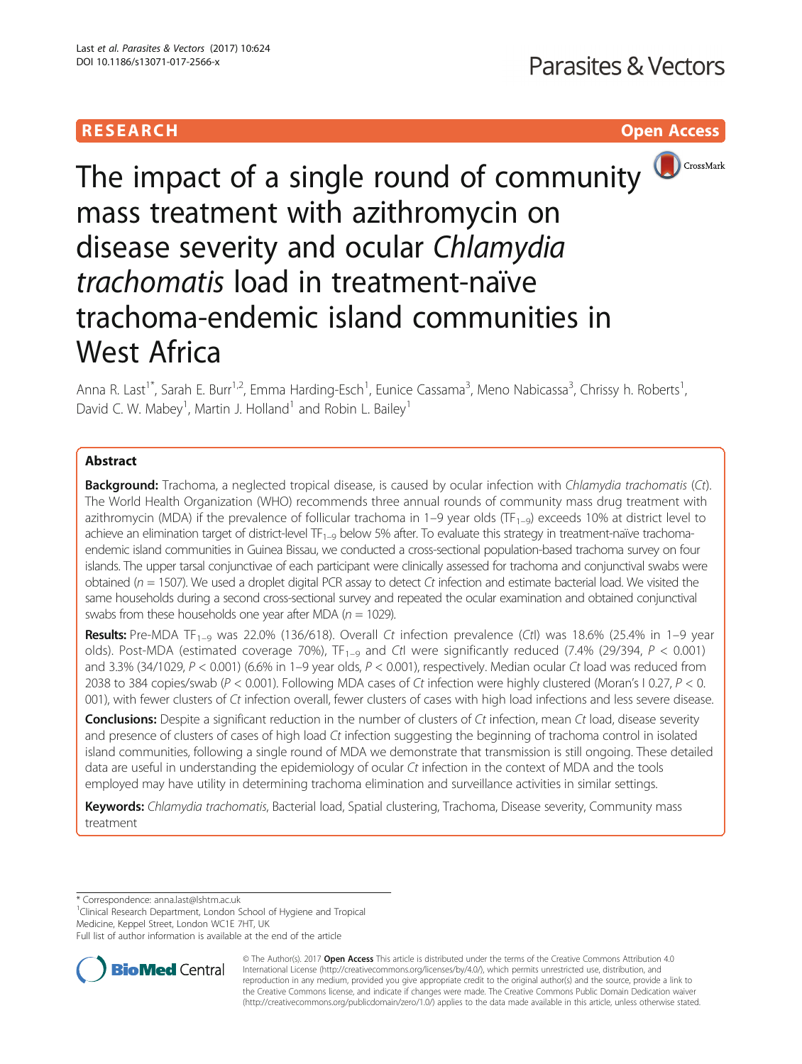RESEARCH Open Access

# The impact of a single round of community mass treatment with azithromycin on disease severity and ocular *Chlamydia trachomatis* load in treatment-naïve trachoma-endemic island communities in West Africa

Anna R. Last[1*], Sarah E. Burr[1,2], Emma Harding-Esch[1], Eunice Cassama[3], Meno Nabicassa[3], Chrissy h. Roberts[1], David C. W. Mabey[1], Martin J. Holland[1] and Robin L. Bailey[1]

## Abstract

**Background:** Trachoma, a neglected tropical disease, is caused by ocular infection with *Chlamydia trachomatis* (*Ct*). The World Health Organization (WHO) recommends three annual rounds of community mass drug treatment with azithromycin (MDA) if the prevalence of follicular trachoma in 1–9 year olds ($TF_{1-9}$) exceeds 10% at district level to achieve an elimination target of district-level $TF_{1-9}$ below 5% after. To evaluate this strategy in treatment-naïve trachoma-endemic island communities in Guinea Bissau, we conducted a cross-sectional population-based trachoma survey on four islands. The upper tarsal conjunctivae of each participant were clinically assessed for trachoma and conjunctival swabs were obtained ($n$ = 1507). We used a droplet digital PCR assay to detect *Ct* infection and estimate bacterial load. We visited the same households during a second cross-sectional survey and repeated the ocular examination and obtained conjunctival swabs from these households one year after MDA ($n$ = 1029).

**Results:** Pre-MDA $TF_{1-9}$ was 22.0% (136/618). Overall *Ct* infection prevalence (*Ct*I) was 18.6% (25.4% in 1–9 year olds). Post-MDA (estimated coverage 70%), $TF_{1-9}$ and *Ct*I were significantly reduced (7.4% (29/394, $P$ < 0.001) and 3.3% (34/1029, $P$ < 0.001) (6.6% in 1–9 year olds, $P$ < 0.001), respectively. Median ocular *Ct* load was reduced from 2038 to 384 copies/swab ($P$ < 0.001). Following MDA cases of *Ct* infection were highly clustered (Moran's I 0.27, $P$ < 0.001), with fewer clusters of *Ct* infection overall, fewer clusters of cases with high load infections and less severe disease.

**Conclusions:** Despite a significant reduction in the number of clusters of *Ct* infection, mean *Ct* load, disease severity and presence of clusters of cases of high load *Ct* infection suggesting the beginning of trachoma control in isolated island communities, following a single round of MDA we demonstrate that transmission is still ongoing. These detailed data are useful in understanding the epidemiology of ocular *Ct* infection in the context of MDA and the tools employed may have utility in determining trachoma elimination and surveillance activities in similar settings.

**Keywords:** *Chlamydia trachomatis*, Bacterial load, Spatial clustering, Trachoma, Disease severity, Community mass treatment

---

\* Correspondence: anna.last@lshtm.ac.uk
[1]Clinical Research Department, London School of Hygiene and Tropical Medicine, Keppel Street, London WC1E 7HT, UK
Full list of author information is available at the end of the article

© The Author(s). 2017 **Open Access** This article is distributed under the terms of the Creative Commons Attribution 4.0 International License (http://creativecommons.org/licenses/by/4.0/), which permits unrestricted use, distribution, and reproduction in any medium, provided you give appropriate credit to the original author(s) and the source, provide a link to the Creative Commons license, and indicate if changes were made. The Creative Commons Public Domain Dedication waiver (http://creativecommons.org/publicdomain/zero/1.0/) applies to the data made available in this article, unless otherwise stated.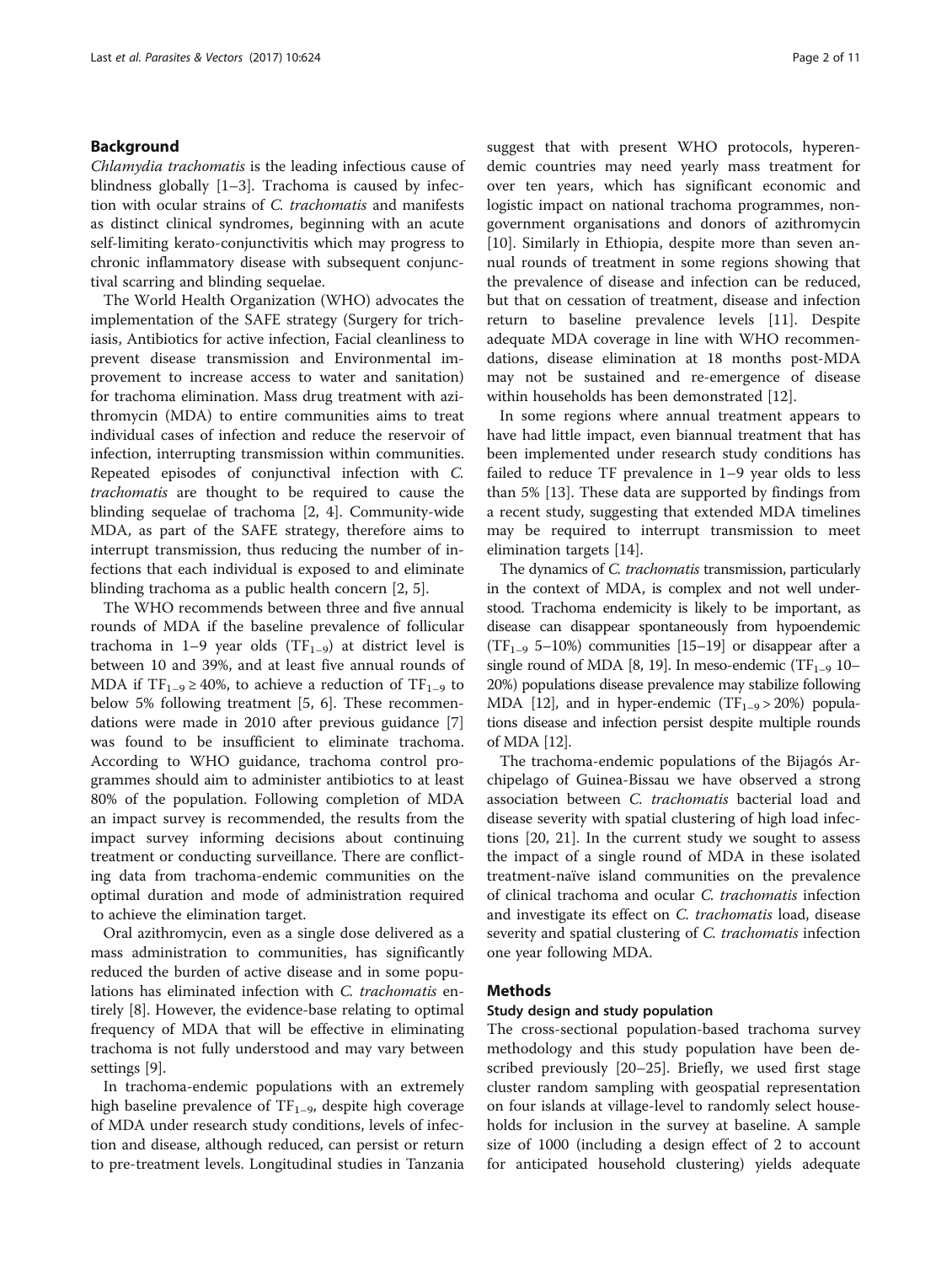## Background

*Chlamydia trachomatis* is the leading infectious cause of blindness globally [1–3]. Trachoma is caused by infection with ocular strains of *C. trachomatis* and manifests as distinct clinical syndromes, beginning with an acute self-limiting kerato-conjunctivitis which may progress to chronic inflammatory disease with subsequent conjunctival scarring and blinding sequelae.

The World Health Organization (WHO) advocates the implementation of the SAFE strategy (Surgery for trichiasis, Antibiotics for active infection, Facial cleanliness to prevent disease transmission and Environmental improvement to increase access to water and sanitation) for trachoma elimination. Mass drug treatment with azithromycin (MDA) to entire communities aims to treat individual cases of infection and reduce the reservoir of infection, interrupting transmission within communities. Repeated episodes of conjunctival infection with *C. trachomatis* are thought to be required to cause the blinding sequelae of trachoma [2, 4]. Community-wide MDA, as part of the SAFE strategy, therefore aims to interrupt transmission, thus reducing the number of infections that each individual is exposed to and eliminate blinding trachoma as a public health concern [2, 5].

The WHO recommends between three and five annual rounds of MDA if the baseline prevalence of follicular trachoma in 1–9 year olds ($TF_{1-9}$) at district level is between 10 and 39%, and at least five annual rounds of MDA if $TF_{1-9} \geq 40\%$, to achieve a reduction of $TF_{1-9}$ to below 5% following treatment [5, 6]. These recommendations were made in 2010 after previous guidance [7] was found to be insufficient to eliminate trachoma. According to WHO guidance, trachoma control programmes should aim to administer antibiotics to at least 80% of the population. Following completion of MDA an impact survey is recommended, the results from the impact survey informing decisions about continuing treatment or conducting surveillance. There are conflicting data from trachoma-endemic communities on the optimal duration and mode of administration required to achieve the elimination target.

Oral azithromycin, even as a single dose delivered as a mass administration to communities, has significantly reduced the burden of active disease and in some populations has eliminated infection with *C. trachomatis* entirely [8]. However, the evidence-base relating to optimal frequency of MDA that will be effective in eliminating trachoma is not fully understood and may vary between settings [9].

In trachoma-endemic populations with an extremely high baseline prevalence of $TF_{1-9}$, despite high coverage of MDA under research study conditions, levels of infection and disease, although reduced, can persist or return to pre-treatment levels. Longitudinal studies in Tanzania suggest that with present WHO protocols, hyperendemic countries may need yearly mass treatment for over ten years, which has significant economic and logistic impact on national trachoma programmes, non-government organisations and donors of azithromycin [10]. Similarly in Ethiopia, despite more than seven annual rounds of treatment in some regions showing that the prevalence of disease and infection can be reduced, but that on cessation of treatment, disease and infection return to baseline prevalence levels [11]. Despite adequate MDA coverage in line with WHO recommendations, disease elimination at 18 months post-MDA may not be sustained and re-emergence of disease within households has been demonstrated [12].

In some regions where annual treatment appears to have had little impact, even biannual treatment that has been implemented under research study conditions has failed to reduce TF prevalence in 1–9 year olds to less than 5% [13]. These data are supported by findings from a recent study, suggesting that extended MDA timelines may be required to interrupt transmission to meet elimination targets [14].

The dynamics of *C. trachomatis* transmission, particularly in the context of MDA, is complex and not well understood. Trachoma endemicity is likely to be important, as disease can disappear spontaneously from hypoendemic ($TF_{1-9}$ 5–10%) communities [15–19] or disappear after a single round of MDA [8, 19]. In meso-endemic ($TF_{1-9}$ 10–20%) populations disease prevalence may stabilize following MDA [12], and in hyper-endemic ($TF_{1-9} > 20\%$) populations disease and infection persist despite multiple rounds of MDA [12].

The trachoma-endemic populations of the Bijagós Archipelago of Guinea-Bissau we have observed a strong association between *C. trachomatis* bacterial load and disease severity with spatial clustering of high load infections [20, 21]. In the current study we sought to assess the impact of a single round of MDA in these isolated treatment-naïve island communities on the prevalence of clinical trachoma and ocular *C. trachomatis* infection and investigate its effect on *C. trachomatis* load, disease severity and spatial clustering of *C. trachomatis* infection one year following MDA.

## Methods

### Study design and study population

The cross-sectional population-based trachoma survey methodology and this study population have been described previously [20–25]. Briefly, we used first stage cluster random sampling with geospatial representation on four islands at village-level to randomly select households for inclusion in the survey at baseline. A sample size of 1000 (including a design effect of 2 to account for anticipated household clustering) yields adequate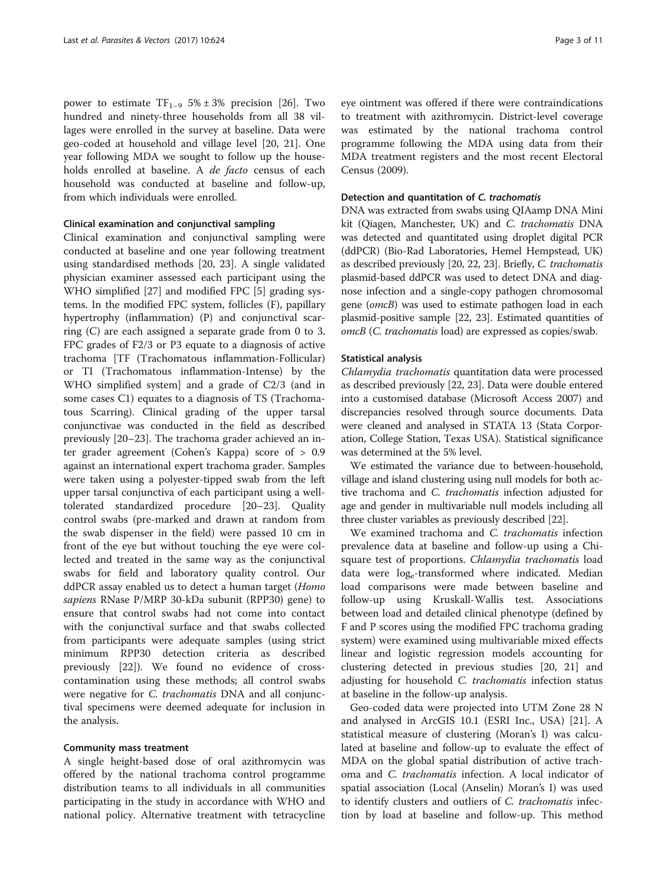power to estimate $TF_{1-9}$ 5% ± 3% precision [26]. Two hundred and ninety-three households from all 38 villages were enrolled in the survey at baseline. Data were geo-coded at household and village level [20, 21]. One year following MDA we sought to follow up the households enrolled at baseline. A *de facto* census of each household was conducted at baseline and follow-up, from which individuals were enrolled.

### Clinical examination and conjunctival sampling

Clinical examination and conjunctival sampling were conducted at baseline and one year following treatment using standardised methods [20, 23]. A single validated physician examiner assessed each participant using the WHO simplified [27] and modified FPC [5] grading systems. In the modified FPC system, follicles (F), papillary hypertrophy (inflammation) (P) and conjunctival scarring (C) are each assigned a separate grade from 0 to 3. FPC grades of F2/3 or P3 equate to a diagnosis of active trachoma [TF (Trachomatous inflammation-Follicular) or TI (Trachomatous inflammation-Intense) by the WHO simplified system] and a grade of C2/3 (and in some cases C1) equates to a diagnosis of TS (Trachomatous Scarring). Clinical grading of the upper tarsal conjunctivae was conducted in the field as described previously [20–23]. The trachoma grader achieved an inter grader agreement (Cohen's Kappa) score of > 0.9 against an international expert trachoma grader. Samples were taken using a polyester-tipped swab from the left upper tarsal conjunctiva of each participant using a well-tolerated standardized procedure [20–23]. Quality control swabs (pre-marked and drawn at random from the swab dispenser in the field) were passed 10 cm in front of the eye but without touching the eye were collected and treated in the same way as the conjunctival swabs for field and laboratory quality control. Our ddPCR assay enabled us to detect a human target (*Homo sapiens* RNase P/MRP 30-kDa subunit (RPP30) gene) to ensure that control swabs had not come into contact with the conjunctival surface and that swabs collected from participants were adequate samples (using strict minimum RPP30 detection criteria as described previously [22]). We found no evidence of cross-contamination using these methods; all control swabs were negative for *C. trachomatis* DNA and all conjunctival specimens were deemed adequate for inclusion in the analysis.

### Community mass treatment

A single height-based dose of oral azithromycin was offered by the national trachoma control programme distribution teams to all individuals in all communities participating in the study in accordance with WHO and national policy. Alternative treatment with tetracycline eye ointment was offered if there were contraindications to treatment with azithromycin. District-level coverage was estimated by the national trachoma control programme following the MDA using data from their MDA treatment registers and the most recent Electoral Census (2009).

### Detection and quantitation of *C. trachomatis*

DNA was extracted from swabs using QIAamp DNA Mini kit (Qiagen, Manchester, UK) and *C. trachomatis* DNA was detected and quantitated using droplet digital PCR (ddPCR) (Bio-Rad Laboratories, Hemel Hempstead, UK) as described previously [20, 22, 23]. Briefly, *C. trachomatis* plasmid-based ddPCR was used to detect DNA and diagnose infection and a single-copy pathogen chromosomal gene (*omcB*) was used to estimate pathogen load in each plasmid-positive sample [22, 23]. Estimated quantities of *omcB* (*C. trachomatis* load) are expressed as copies/swab.

### Statistical analysis

*Chlamydia trachomatis* quantitation data were processed as described previously [22, 23]. Data were double entered into a customised database (Microsoft Access 2007) and discrepancies resolved through source documents. Data were cleaned and analysed in STATA 13 (Stata Corporation, College Station, Texas USA). Statistical significance was determined at the 5% level.

We estimated the variance due to between-household, village and island clustering using null models for both active trachoma and *C. trachomatis* infection adjusted for age and gender in multivariable null models including all three cluster variables as previously described [22].

We examined trachoma and *C. trachomatis* infection prevalence data at baseline and follow-up using a Chi-square test of proportions. *Chlamydia trachomatis* load data were $\log_e$-transformed where indicated. Median load comparisons were made between baseline and follow-up using Kruskall-Wallis test. Associations between load and detailed clinical phenotype (defined by F and P scores using the modified FPC trachoma grading system) were examined using multivariable mixed effects linear and logistic regression models accounting for clustering detected in previous studies [20, 21] and adjusting for household *C. trachomatis* infection status at baseline in the follow-up analysis.

Geo-coded data were projected into UTM Zone 28 N and analysed in ArcGIS 10.1 (ESRI Inc., USA) [21]. A statistical measure of clustering (Moran's I) was calculated at baseline and follow-up to evaluate the effect of MDA on the global spatial distribution of active trachoma and *C. trachomatis* infection. A local indicator of spatial association (Local (Anselin) Moran's I) was used to identify clusters and outliers of *C. trachomatis* infection by load at baseline and follow-up. This method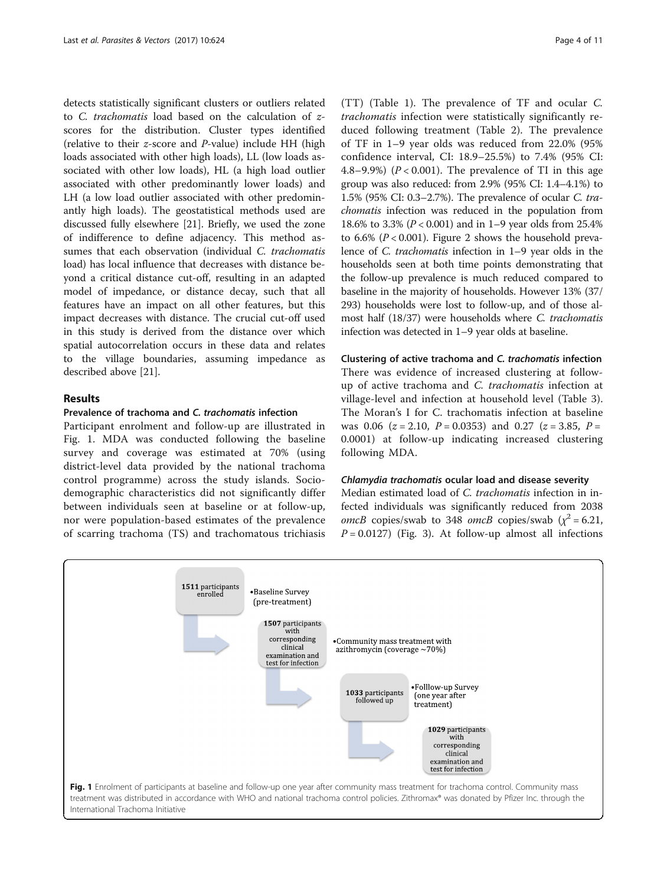detects statistically significant clusters or outliers related to *C. trachomatis* load based on the calculation of *z*-scores for the distribution. Cluster types identified (relative to their *z*-score and *P*-value) include HH (high loads associated with other high loads), LL (low loads associated with other low loads), HL (a high load outlier associated with other predominantly lower loads) and LH (a low load outlier associated with other predominantly high loads). The geostatistical methods used are discussed fully elsewhere [21]. Briefly, we used the zone of indifference to define adjacency. This method assumes that each observation (individual *C. trachomatis* load) has local influence that decreases with distance beyond a critical distance cut-off, resulting in an adapted model of impedance, or distance decay, such that all features have an impact on all other features, but this impact decreases with distance. The crucial cut-off used in this study is derived from the distance over which spatial autocorrelation occurs in these data and relates to the village boundaries, assuming impedance as described above [21].

## Results

### Prevalence of trachoma and *C. trachomatis* infection

Participant enrolment and follow-up are illustrated in Fig. 1. MDA was conducted following the baseline survey and coverage was estimated at 70% (using district-level data provided by the national trachoma control programme) across the study islands. Socio-demographic characteristics did not significantly differ between individuals seen at baseline or at follow-up, nor were population-based estimates of the prevalence of scarring trachoma (TS) and trachomatous trichiasis (TT) (Table 1). The prevalence of TF and ocular *C. trachomatis* infection were statistically significantly reduced following treatment (Table 2). The prevalence of TF in 1–9 year olds was reduced from 22.0% (95% confidence interval, CI: 18.9–25.5%) to 7.4% (95% CI: 4.8–9.9%) ($P < 0.001$). The prevalence of TI in this age group was also reduced: from 2.9% (95% CI: 1.4–4.1%) to 1.5% (95% CI: 0.3–2.7%). The prevalence of ocular *C. trachomatis* infection was reduced in the population from 18.6% to 3.3% ($P < 0.001$) and in 1–9 year olds from 25.4% to 6.6% ($P < 0.001$). Figure 2 shows the household prevalence of *C. trachomatis* infection in 1–9 year olds in the households seen at both time points demonstrating that the follow-up prevalence is much reduced compared to baseline in the majority of households. However 13% (37/293) households were lost to follow-up, and of those almost half (18/37) were households where *C. trachomatis* infection was detected in 1–9 year olds at baseline.

### Clustering of active trachoma and *C. trachomatis* infection

There was evidence of increased clustering at follow-up of active trachoma and *C. trachomatis* infection at village-level and infection at household level (Table 3). The Moran's I for C. trachomatis infection at baseline was 0.06 ($z = 2.10$, $P = 0.0353$) and 0.27 ($z = 3.85$, $P = 0.0001$) at follow-up indicating increased clustering following MDA.

### *Chlamydia trachomatis* ocular load and disease severity

Median estimated load of *C. trachomatis* infection in infected individuals was significantly reduced from 2038 *omcB* copies/swab to 348 *omcB* copies/swab ($\chi^2 = 6.21$, $P = 0.0127$) (Fig. 3). At follow-up almost all infections

1511 participants enrolled
• Baseline Survey (pre-treatment)

1507 participants with corresponding clinical examination and test for infection
• Community mass treatment with azithromycin (coverage ~70%)

1033 participants followed up
• Folllow-up Survey (one year after treatment)

1029 participants with corresponding clinical examination and test for infection

**Fig. 1** Enrolment of participants at baseline and follow-up one year after community mass treatment for trachoma control. Community mass treatment was distributed in accordance with WHO and national trachoma control policies. Zithromax® was donated by Pfizer Inc. through the International Trachoma Initiative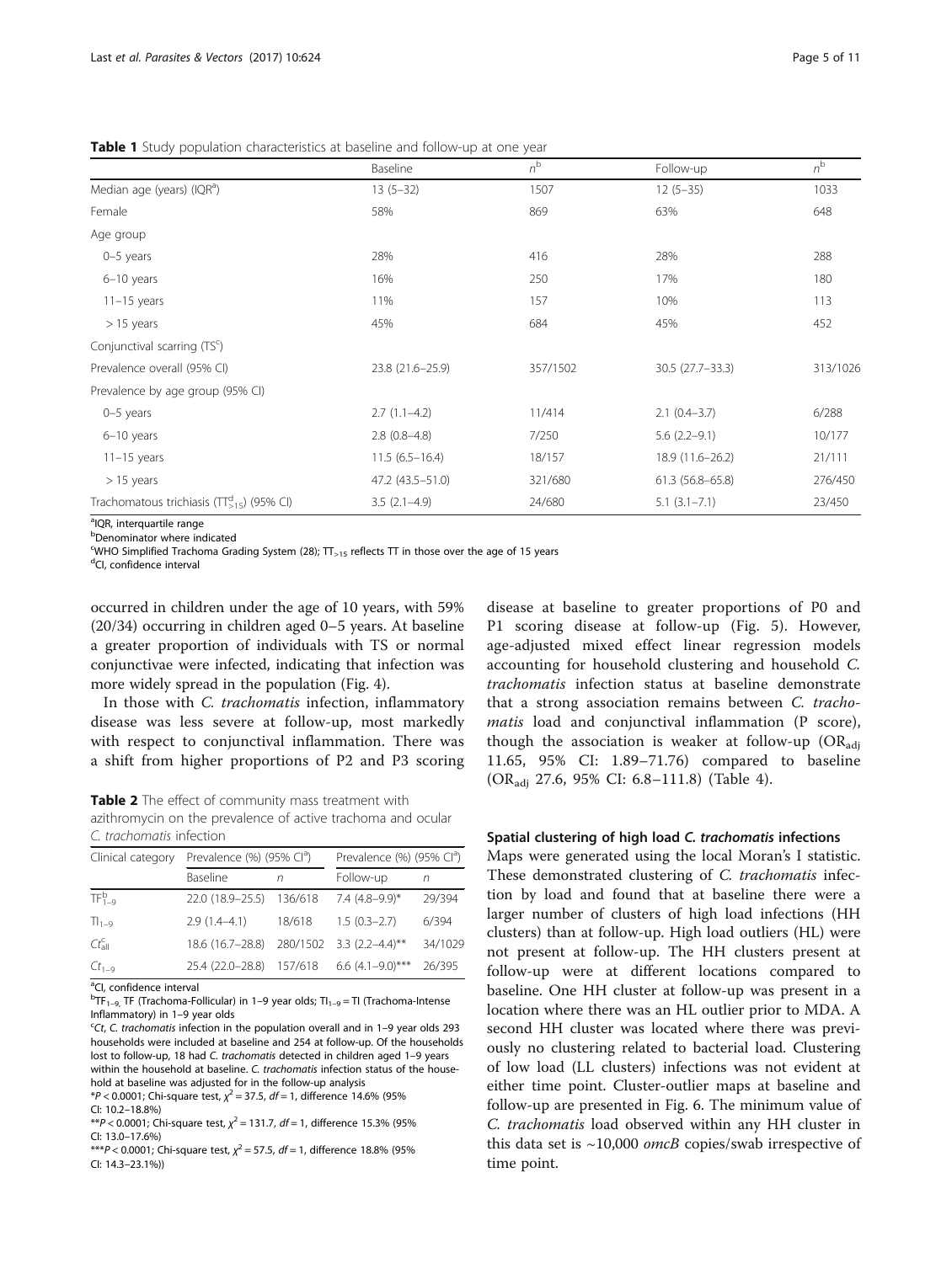**Table 1** Study population characteristics at baseline and follow-up at one year

| | Baseline | $n$[b] | Follow-up | $n$[b] |
|---|---|---|---|---|
| Median age (years) (IQR[a]) | 13 (5–32) | 1507 | 12 (5–35) | 1033 |
| Female | 58% | 869 | 63% | 648 |
| Age group | | | | |
| 0–5 years | 28% | 416 | 28% | 288 |
| 6–10 years | 16% | 250 | 17% | 180 |
| 11–15 years | 11% | 157 | 10% | 113 |
| > 15 years | 45% | 684 | 45% | 452 |
| Conjunctival scarring (TS[c]) | | | | |
| Prevalence overall (95% CI) | 23.8 (21.6–25.9) | 357/1502 | 30.5 (27.7–33.3) | 313/1026 |
| Prevalence by age group (95% CI) | | | | |
| 0–5 years | 2.7 (1.1–4.2) | 11/414 | 2.1 (0.4–3.7) | 6/288 |
| 6–10 years | 2.8 (0.8–4.8) | 7/250 | 5.6 (2.2–9.1) | 10/177 |
| 11–15 years | 11.5 (6.5–16.4) | 18/157 | 18.9 (11.6–26.2) | 21/111 |
| > 15 years | 47.2 (43.5–51.0) | 321/680 | 61.3 (56.8–65.8) | 276/450 |
| Trachomatous trichiasis ($TT^{d}_{>15}$) (95% CI) | 3.5 (2.1–4.9) | 24/680 | 5.1 (3.1–7.1) | 23/450 |

[a]IQR, interquartile range
[b]Denominator where indicated
[c]WHO Simplified Trachoma Grading System (28); $TT_{>15}$ reflects TT in those over the age of 15 years
[d]CI, confidence interval

occurred in children under the age of 10 years, with 59% (20/34) occurring in children aged 0–5 years. At baseline a greater proportion of individuals with TS or normal conjunctivae were infected, indicating that infection was more widely spread in the population (Fig. 4).

In those with *C. trachomatis* infection, inflammatory disease was less severe at follow-up, most markedly with respect to conjunctival inflammation. There was a shift from higher proportions of P2 and P3 scoring disease at baseline to greater proportions of P0 and P1 scoring disease at follow-up (Fig. 5). However, age-adjusted mixed effect linear regression models accounting for household clustering and household *C. trachomatis* infection status at baseline demonstrate that a strong association remains between *C. trachomatis* load and conjunctival inflammation (P score), though the association is weaker at follow-up ($OR_{adj}$ 11.65, 95% CI: 1.89–71.76) compared to baseline ($OR_{adj}$ 27.6, 95% CI: 6.8–111.8) (Table 4).

**Table 2** The effect of community mass treatment with azithromycin on the prevalence of active trachoma and ocular *C. trachomatis* infection

| Clinical category | Prevalence (%) (95% CI[a]) | | Prevalence (%) (95% CI[a]) | |
|---|---|---|---|---|
| | Baseline | $n$ | Follow-up | $n$ |
| $TF^{b}_{1-9}$ | 22.0 (18.9–25.5) | 136/618 | 7.4 (4.8–9.9)* | 29/394 |
| $TI_{1-9}$ | 2.9 (1.4–4.1) | 18/618 | 1.5 (0.3–2.7) | 6/394 |
| $Ct^{c}_{all}$ | 18.6 (16.7–28.8) | 280/1502 | 3.3 (2.2–4.4)** | 34/1029 |
| $Ct_{1-9}$ | 25.4 (22.0–28.8) | 157/618 | 6.6 (4.1–9.0)*** | 26/395 |

[a]CI, confidence interval
[b]$TF_{1-9}$, TF (Trachoma-Follicular) in 1–9 year olds; $TI_{1-9}$ = TI (Trachoma-Intense Inflammatory) in 1–9 year olds
[c]*Ct*, *C. trachomatis* infection in the population overall and in 1–9 year olds 293 households were included at baseline and 254 at follow-up. Of the households lost to follow-up, 18 had *C. trachomatis* detected in children aged 1–9 years within the household at baseline. *C. trachomatis* infection status of the household at baseline was adjusted for in the follow-up analysis
*$P < 0.0001$; Chi-square test, $\chi^2 = 37.5$, $df = 1$, difference 14.6% (95% CI: 10.2–18.8%)
**$P < 0.0001$; Chi-square test, $\chi^2 = 131.7$, $df = 1$, difference 15.3% (95% CI: 13.0–17.6%)
***$P < 0.0001$; Chi-square test, $\chi^2 = 57.5$, $df = 1$, difference 18.8% (95% CI: 14.3–23.1%))

### Spatial clustering of high load *C. trachomatis* infections

Maps were generated using the local Moran's I statistic. These demonstrated clustering of *C. trachomatis* infection by load and found that at baseline there were a larger number of clusters of high load infections (HH clusters) than at follow-up. High load outliers (HL) were not present at follow-up. The HH clusters present at follow-up were at different locations compared to baseline. One HH cluster at follow-up was present in a location where there was an HL outlier prior to MDA. A second HH cluster was located where there was previously no clustering related to bacterial load. Clustering of low load (LL clusters) infections was not evident at either time point. Cluster-outlier maps at baseline and follow-up are presented in Fig. 6. The minimum value of *C. trachomatis* load observed within any HH cluster in this data set is ~10,000 *omcB* copies/swab irrespective of time point.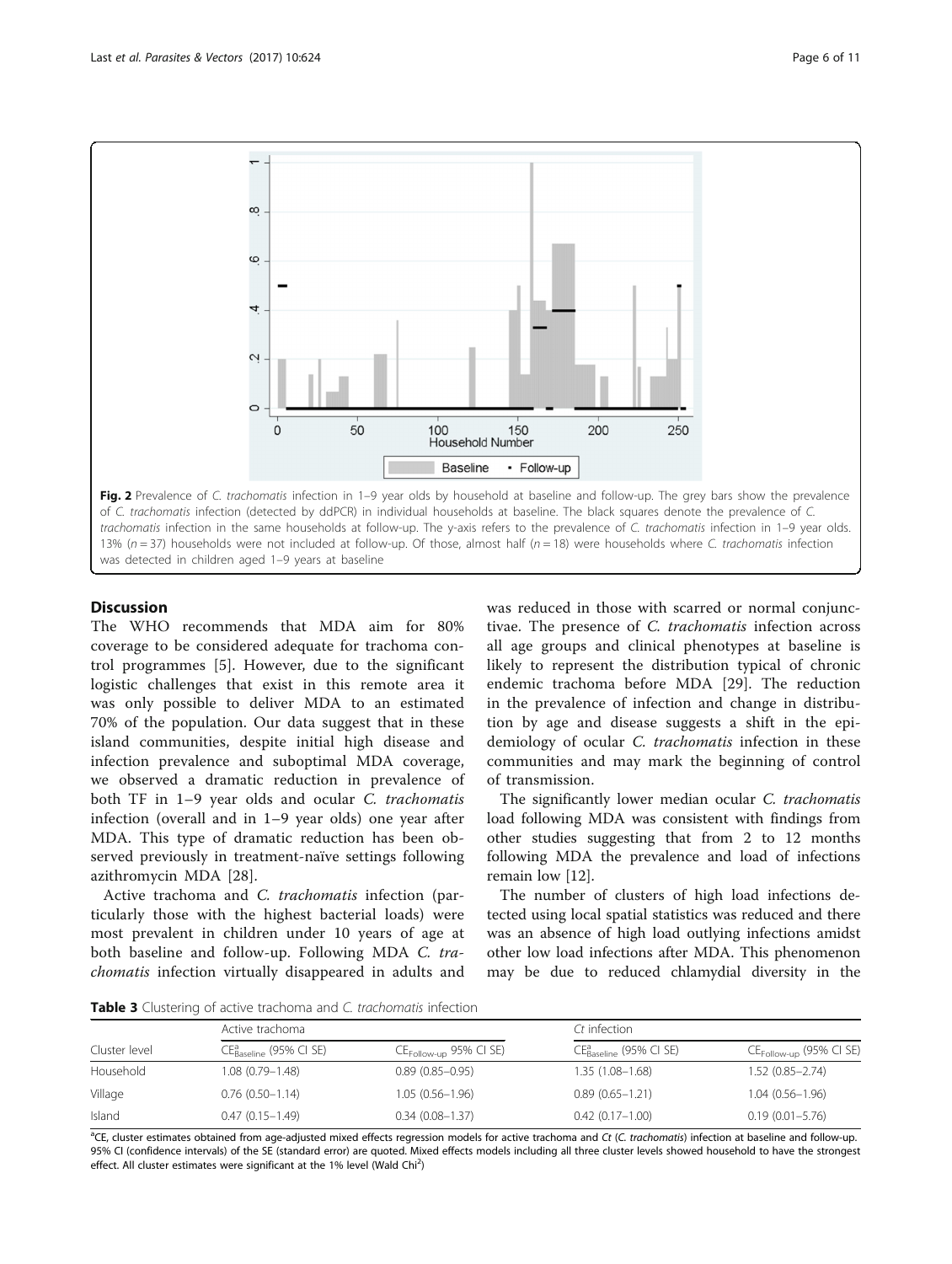**Fig. 2** Prevalence of *C. trachomatis* infection in 1–9 year olds by household at baseline and follow-up. The grey bars show the prevalence of *C. trachomatis* infection (detected by ddPCR) in individual households at baseline. The black squares denote the prevalence of *C. trachomatis* infection in the same households at follow-up. The y-axis refers to the prevalence of *C. trachomatis* infection in 1–9 year olds. 13% ($n = 37$) households were not included at follow-up. Of those, almost half ($n = 18$) were households where *C. trachomatis* infection was detected in children aged 1–9 years at baseline

## Discussion

The WHO recommends that MDA aim for 80% coverage to be considered adequate for trachoma control programmes [5]. However, due to the significant logistic challenges that exist in this remote area it was only possible to deliver MDA to an estimated 70% of the population. Our data suggest that in these island communities, despite initial high disease and infection prevalence and suboptimal MDA coverage, we observed a dramatic reduction in prevalence of both TF in 1–9 year olds and ocular *C. trachomatis* infection (overall and in 1–9 year olds) one year after MDA. This type of dramatic reduction has been observed previously in treatment-naïve settings following azithromycin MDA [28].

Active trachoma and *C. trachomatis* infection (particularly those with the highest bacterial loads) were most prevalent in children under 10 years of age at both baseline and follow-up. Following MDA *C. trachomatis* infection virtually disappeared in adults and was reduced in those with scarred or normal conjunctivae. The presence of *C. trachomatis* infection across all age groups and clinical phenotypes at baseline is likely to represent the distribution typical of chronic endemic trachoma before MDA [29]. The reduction in the prevalence of infection and change in distribution by age and disease suggests a shift in the epidemiology of ocular *C. trachomatis* infection in these communities and may mark the beginning of control of transmission.

The significantly lower median ocular *C. trachomatis* load following MDA was consistent with findings from other studies suggesting that from 2 to 12 months following MDA the prevalence and load of infections remain low [12].

The number of clusters of high load infections detected using local spatial statistics was reduced and there was an absence of high load outlying infections amidst other low load infections after MDA. This phenomenon may be due to reduced chlamydial diversity in the

**Table 3** Clustering of active trachoma and *C. trachomatis* infection

| Cluster level | Active trachoma | | *Ct* infection | |
|---|---|---|---|---|
| | $CE^{a}_{Baseline}$ (95% CI SE) | $CE_{Follow\text{-}up}$ 95% CI SE) | $CE^{a}_{Baseline}$ (95% CI SE) | $CE_{Follow\text{-}up}$ (95% CI SE) |
| Household | 1.08 (0.79–1.48) | 0.89 (0.85–0.95) | 1.35 (1.08–1.68) | 1.52 (0.85–2.74) |
| Village | 0.76 (0.50–1.14) | 1.05 (0.56–1.96) | 0.89 (0.65–1.21) | 1.04 (0.56–1.96) |
| Island | 0.47 (0.15–1.49) | 0.34 (0.08–1.37) | 0.42 (0.17–1.00) | 0.19 (0.01–5.76) |

[a]CE, cluster estimates obtained from age-adjusted mixed effects regression models for active trachoma and *Ct* (*C. trachomatis*) infection at baseline and follow-up. 95% CI (confidence intervals) of the SE (standard error) are quoted. Mixed effects models including all three cluster levels showed household to have the strongest effect. All cluster estimates were significant at the 1% level (Wald $Chi^2$)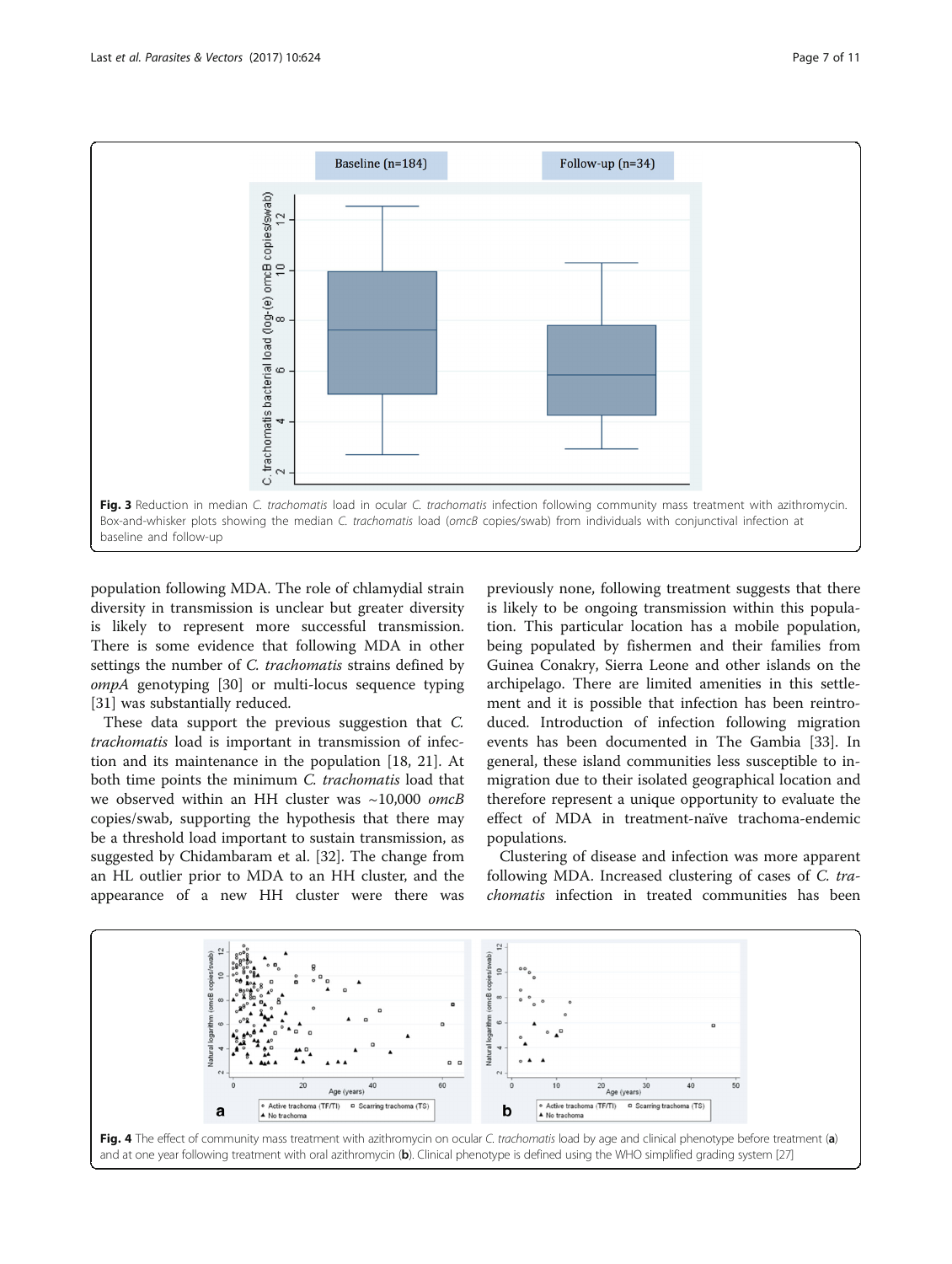Fig. 3 Reduction in median *C. trachomatis* load in ocular *C. trachomatis* infection following community mass treatment with azithromycin. Box-and-whisker plots showing the median *C. trachomatis* load (*omcB* copies/swab) from individuals with conjunctival infection at baseline and follow-up

population following MDA. The role of chlamydial strain diversity in transmission is unclear but greater diversity is likely to represent more successful transmission. There is some evidence that following MDA in other settings the number of *C. trachomatis* strains defined by *ompA* genotyping [30] or multi-locus sequence typing [31] was substantially reduced.

These data support the previous suggestion that *C. trachomatis* load is important in transmission of infection and its maintenance in the population [18, 21]. At both time points the minimum *C. trachomatis* load that we observed within an HH cluster was ~10,000 *omcB* copies/swab, supporting the hypothesis that there may be a threshold load important to sustain transmission, as suggested by Chidambaram et al. [32]. The change from an HL outlier prior to MDA to an HH cluster, and the appearance of a new HH cluster were there was previously none, following treatment suggests that there is likely to be ongoing transmission within this population. This particular location has a mobile population, being populated by fishermen and their families from Guinea Conakry, Sierra Leone and other islands on the archipelago. There are limited amenities in this settlement and it is possible that infection has been reintroduced. Introduction of infection following migration events has been documented in The Gambia [33]. In general, these island communities less susceptible to in-migration due to their isolated geographical location and therefore represent a unique opportunity to evaluate the effect of MDA in treatment-naïve trachoma-endemic populations.

Clustering of disease and infection was more apparent following MDA. Increased clustering of cases of *C. trachomatis* infection in treated communities has been

Fig. 4 The effect of community mass treatment with azithromycin on ocular *C. trachomatis* load by age and clinical phenotype before treatment (**a**) and at one year following treatment with oral azithromycin (**b**). Clinical phenotype is defined using the WHO simplified grading system [27]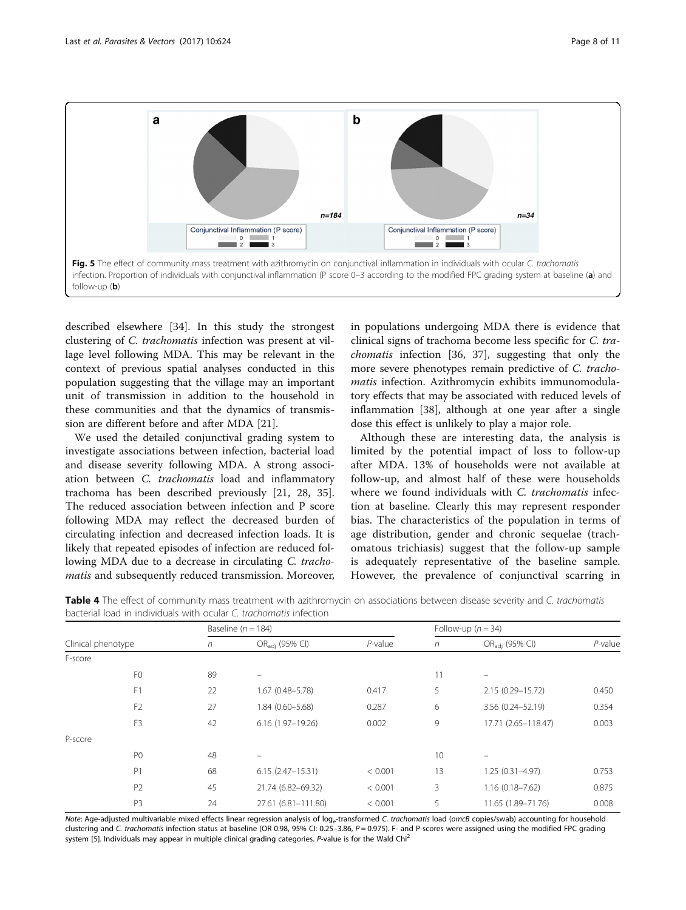**Fig. 5** The effect of community mass treatment with azithromycin on conjunctival inflammation in individuals with ocular *C. trachomatis* infection. Proportion of individuals with conjunctival inflammation (P score 0–3 according to the modified FPC grading system at baseline (**a**) and follow-up (**b**)

described elsewhere [34]. In this study the strongest clustering of *C. trachomatis* infection was present at village level following MDA. This may be relevant in the context of previous spatial analyses conducted in this population suggesting that the village may an important unit of transmission in addition to the household in these communities and that the dynamics of transmission are different before and after MDA [21].

We used the detailed conjunctival grading system to investigate associations between infection, bacterial load and disease severity following MDA. A strong association between *C. trachomatis* load and inflammatory trachoma has been described previously [21, 28, 35]. The reduced association between infection and P score following MDA may reflect the decreased burden of circulating infection and decreased infection loads. It is likely that repeated episodes of infection are reduced following MDA due to a decrease in circulating *C. trachomatis* and subsequently reduced transmission. Moreover, in populations undergoing MDA there is evidence that clinical signs of trachoma become less specific for *C. trachomatis* infection [36, 37], suggesting that only the more severe phenotypes remain predictive of *C. trachomatis* infection. Azithromycin exhibits immunomodulatory effects that may be associated with reduced levels of inflammation [38], although at one year after a single dose this effect is unlikely to play a major role.

Although these are interesting data, the analysis is limited by the potential impact of loss to follow-up after MDA. 13% of households were not available at follow-up, and almost half of these were households where we found individuals with *C. trachomatis* infection at baseline. Clearly this may represent responder bias. The characteristics of the population in terms of age distribution, gender and chronic sequelae (trachomatous trichiasis) suggest that the follow-up sample is adequately representative of the baseline sample. However, the prevalence of conjunctival scarring in

**Table 4** The effect of community mass treatment with azithromycin on associations between disease severity and *C. trachomatis* bacterial load in individuals with ocular *C. trachomatis* infection

| Clinical phenotype | | Baseline ($n = 184$) | | | Follow-up ($n = 34$) | | |
|---|---|---|---|---|---|---|---|
| | | *n* | $OR_{adj}$ (95% CI) | *P*-value | *n* | $OR_{adj}$ (95% CI) | *P*-value |
| F-score | | | | | | | |
| | F0 | 89 | – | | 11 | – | |
| | F1 | 22 | 1.67 (0.48–5.78) | 0.417 | 5 | 2.15 (0.29–15.72) | 0.450 |
| | F2 | 27 | 1.84 (0.60–5.68) | 0.287 | 6 | 3.56 (0.24–52.19) | 0.354 |
| | F3 | 42 | 6.16 (1.97–19.26) | 0.002 | 9 | 17.71 (2.65–118.47) | 0.003 |
| P-score | | | | | | | |
| | P0 | 48 | – | | 10 | – | |
| | P1 | 68 | 6.15 (2.47–15.31) | < 0.001 | 13 | 1.25 (0.31–4.97) | 0.753 |
| | P2 | 45 | 21.74 (6.82–69.32) | < 0.001 | 3 | 1.16 (0.18–7.62) | 0.875 |
| | P3 | 24 | 27.61 (6.81–111.80) | < 0.001 | 5 | 11.65 (1.89–71.76) | 0.008 |

*Note*: Age-adjusted multivariable mixed effects linear regression analysis of $\log_e$-transformed *C. trachomatis* load (*omcB* copies/swab) accounting for household clustering and *C. trachomatis* infection status at baseline (OR 0.98, 95% CI: 0.25–3.86, $P = 0.975$). F- and P-scores were assigned using the modified FPC grading system [5]. Individuals may appear in multiple clinical grading categories. *P*-value is for the Wald $Chi^2$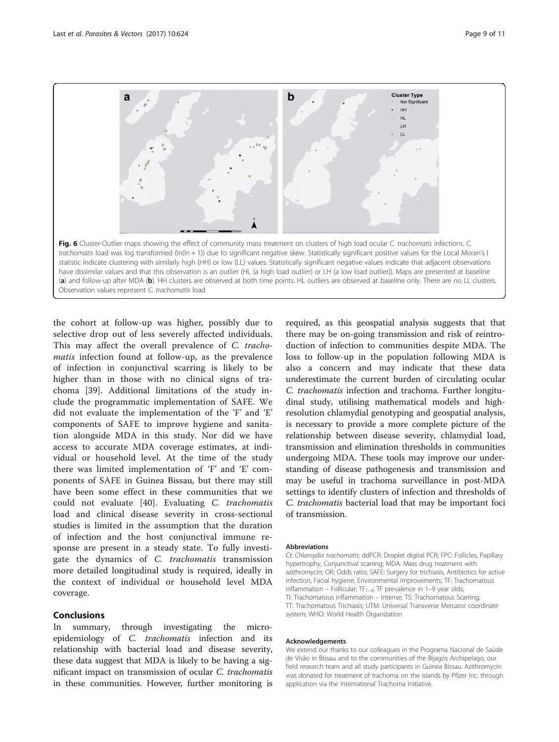a

b

Cluster Type
Not Significant
HH
HL
LH
LL

N

Meters

**Fig. 6** Cluster-Outlier maps showing the effect of community mass treatment on clusters of high load ocular *C. trachomatis* infections. *C. trachomatis* load was log transformed (ln(ln + 1)) due to significant negative skew. Statistically significant positive values for the Local Moran's I statistic indicate clustering with similarly high (HH) or low (LL) values. Statistically significant negative values indicate that adjacent observations have dissimilar values and that this observation is an outlier (HL (a high load outlier) or LH (a low load outlier)). Maps are presented at baseline (**a**) and follow-up after MDA (**b**). HH clusters are observed at both time points. HL outliers are observed at baseline only. There are no LL clusters. Observation values represent *C. trachomatis* load

the cohort at follow-up was higher, possibly due to selective drop out of less severely affected individuals. This may affect the overall prevalence of *C. trachomatis* infection found at follow-up, as the prevalence of infection in conjunctival scarring is likely to be higher than in those with no clinical signs of trachoma [39]. Additional limitations of the study include the programmatic implementation of SAFE. We did not evaluate the implementation of the 'F' and 'E' components of SAFE to improve hygiene and sanitation alongside MDA in this study. Nor did we have access to accurate MDA coverage estimates, at individual or household level. At the time of the study there was limited implementation of 'F' and 'E' components of SAFE in Guinea Bissau, but there may still have been some effect in these communities that we could not evaluate [40]. Evaluating *C. trachomatis* load and clinical disease severity in cross-sectional studies is limited in the assumption that the duration of infection and the host conjunctival immune response are present in a steady state. To fully investigate the dynamics of *C. trachomatis* transmission more detailed longitudinal study is required, ideally in the context of individual or household level MDA coverage.

## Conclusions

In summary, through investigating the micro-epidemiology of *C. trachomatis* infection and its relationship with bacterial load and disease severity, these data suggest that MDA is likely to be having a significant impact on transmission of ocular *C. trachomatis* in these communities. However, further monitoring is required, as this geospatial analysis suggests that that there may be on-going transmission and risk of reintroduction of infection to communities despite MDA. The loss to follow-up in the population following MDA is also a concern and may indicate that these data underestimate the current burden of circulating ocular *C. trachomatis* infection and trachoma. Further longitudinal study, utilising mathematical models and high-resolution chlamydial genotyping and geospatial analysis, is necessary to provide a more complete picture of the relationship between disease severity, chlamydial load, transmission and elimination thresholds in communities undergoing MDA. These tools may improve our understanding of disease pathogenesis and transmission and may be useful in trachoma surveillance in post-MDA settings to identify clusters of infection and thresholds of *C. trachomatis* bacterial load that may be important foci of transmission.

#### Abbreviations

*Ct*: *Chlamydia trachomatis*; ddPCR: Droplet digital PCR; FPC: Follicles, Papillary hypertrophy, Conjunctival scarring; MDA: Mass drug treatment with azithromycin; OR: Odds ratio; SAFE: Surgery for trichiasis, Antibiotics for active infection, Facial hygiene, Environmental improvements; TF: Trachomatous inflammation – Follicular; $TF_{1-9}$: TF prevalence in 1–9 year olds; TI: Trachomatous inflammation – Intense; TS: Trachomatous Scarring; TT: Trachomatous Trichiasis; UTM: Universal Transverse Mercator coordinate system; WHO: World Health Organization

#### Acknowledgements

We extend our thanks to our colleagues in the Programa Nacional de Saúde de Visão in Bissau and to the communities of the Bijagós Archipelago, our field research team and all study participants in Guinea Bissau. Azithromycin was donated for treatment of trachoma on the islands by Pfizer Inc. through application via the International Trachoma Initiative.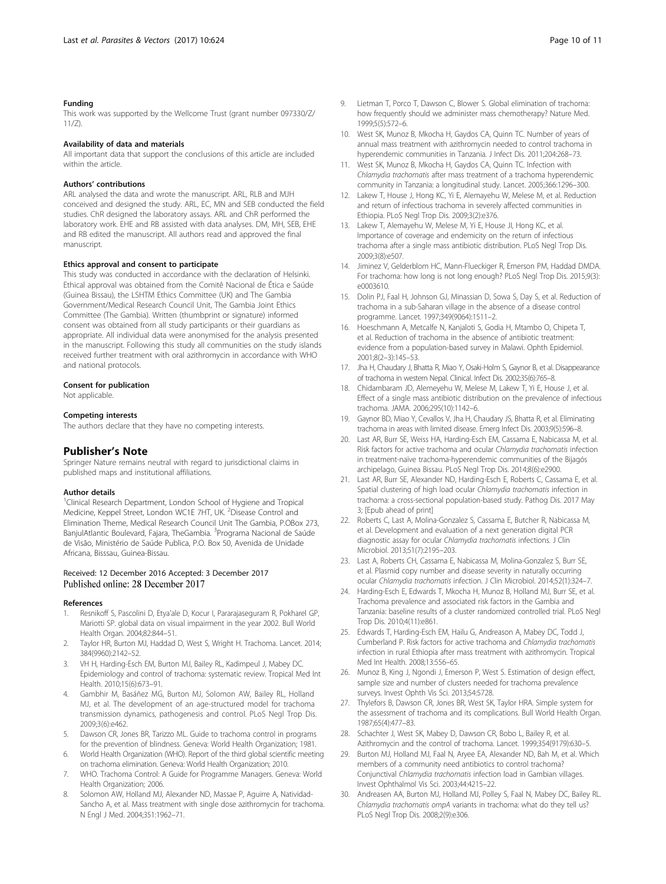#### Funding

This work was supported by the Wellcome Trust (grant number 097330/Z/11/Z).

#### Availability of data and materials

All important data that support the conclusions of this article are included within the article.

#### Authors' contributions

ARL analysed the data and wrote the manuscript. ARL, RLB and MJH conceived and designed the study. ARL, EC, MN and SEB conducted the field studies. ChR designed the laboratory assays. ARL and ChR performed the laboratory work. EHE and RB assisted with data analyses. DM, MH, SEB, EHE and RB edited the manuscript. All authors read and approved the final manuscript.

#### Ethics approval and consent to participate

This study was conducted in accordance with the declaration of Helsinki. Ethical approval was obtained from the Comitê Nacional de Ética e Saúde (Guinea Bissau), the LSHTM Ethics Committee (UK) and The Gambia Government/Medical Research Council Unit, The Gambia Joint Ethics Committee (The Gambia). Written (thumbprint or signature) informed consent was obtained from all study participants or their guardians as appropriate. All individual data were anonymised for the analysis presented in the manuscript. Following this study all communities on the study islands received further treatment with oral azithromycin in accordance with WHO and national protocols.

#### Consent for publication

Not applicable.

#### Competing interests

The authors declare that they have no competing interests.

## Publisher's Note

Springer Nature remains neutral with regard to jurisdictional claims in published maps and institutional affiliations.

#### Author details

[1]Clinical Research Department, London School of Hygiene and Tropical Medicine, Keppel Street, London WC1E 7HT, UK. [2]Disease Control and Elimination Theme, Medical Research Council Unit The Gambia, P.OBox 273, BanjulAtlantic Boulevard, Fajara, TheGambia. [3]Programa Nacional de Saúde de Visão, Ministério de Saúde Publica, P.O. Box 50, Avenida de Unidade Africana, Bisssau, Guinea-Bissau.

Received: 12 December 2016 Accepted: 3 December 2017
Published online: 28 December 2017

#### References

1. Resnikoff S, Pascolini D, Etya'ale D, Kocur I, Pararajasegaram R, Pokharel GP, Mariotti SP. global data on visual impairment in the year 2002. Bull World Health Organ. 2004;82:844–51.
2. Taylor HR, Burton MJ, Haddad D, West S, Wright H. Trachoma. Lancet. 2014; 384(9960):2142–52.
3. VH H, Harding-Esch EM, Burton MJ, Bailey RL, Kadimpeul J, Mabey DC. Epidemiology and control of trachoma: systematic review. Tropical Med Int Health. 2010;15(6):673–91.
4. Gambhir M, Basáñez MG, Burton MJ, Solomon AW, Bailey RL, Holland MJ, et al. The development of an age-structured model for trachoma transmission dynamics, pathogenesis and control. PLoS Negl Trop Dis. 2009;3(6):e462.
5. Dawson CR, Jones BR, Tarizzo ML. Guide to trachoma control in programs for the prevention of blindness. Geneva: World Health Organization; 1981.
6. World Health Organization (WHO). Report of the third global scientific meeting on trachoma elimination. Geneva: World Health Organization; 2010.
7. WHO. Trachoma Control: A Guide for Programme Managers. Geneva: World Health Organization; 2006.
8. Solomon AW, Holland MJ, Alexander ND, Massae P, Aguirre A, Natividad-Sancho A, et al. Mass treatment with single dose azithromycin for trachoma. N Engl J Med. 2004;351:1962–71.
9. Lietman T, Porco T, Dawson C, Blower S. Global elimination of trachoma: how frequently should we administer mass chemotherapy? Nature Med. 1999;5(5):572–6.
10. West SK, Munoz B, Mkocha H, Gaydos CA, Quinn TC. Number of years of annual mass treatment with azithromycin needed to control trachoma in hyperendemic communities in Tanzania. J Infect Dis. 2011;204:268–73.
11. West SK, Munoz B, Mkocha H, Gaydos CA, Quinn TC. Infection with *Chlamydia trachomatis* after mass treatment of a trachoma hyperendemic community in Tanzania: a longitudinal study. Lancet. 2005;366:1296–300.
12. Lakew T, House J, Hong KC, Yi E, Alemayehu W, Melese M, et al. Reduction and return of infectious trachoma in severely affected communities in Ethiopia. PLoS Negl Trop Dis. 2009;3(2):e376.
13. Lakew T, Alemayehu W, Melese M, Yi E, House JI, Hong KC, et al. Importance of coverage and endemicity on the return of infectious trachoma after a single mass antibiotic distribution. PLoS Negl Trop Dis. 2009;3(8):e507.
14. Jiminez V, Gelderblom HC, Mann-Flueckiger R, Emerson PM, Haddad DMDA. For trachoma: how long is not long enough? PLoS Negl Trop Dis. 2015;9(3): e0003610.
15. Dolin PJ, Faal H, Johnson GJ, Minassian D, Sowa S, Day S, et al. Reduction of trachoma in a sub-Saharan village in the absence of a disease control programme. Lancet. 1997;349(9064):1511–2.
16. Hoeschmann A, Metcalfe N, Kanjaloti S, Godia H, Mtambo O, Chipeta T, et al. Reduction of trachoma in the absence of antibiotic treatment: evidence from a population-based survey in Malawi. Ophth Epidemiol. 2001;8(2–3):145–53.
17. Jha H, Chaudary J, Bhatta R, Miao Y, Osaki-Holm S, Gaynor B, et al. Disappearance of trachoma in western Nepal. Clinical. Infect Dis. 2002;35(6):765–8.
18. Chidambaram JD, Alemeyehu W, Melese M, Lakew T, Yi E, House J, et al. Effect of a single mass antibiotic distribution on the prevalence of infectious trachoma. JAMA. 2006;295(10):1142–6.
19. Gaynor BD, Miao Y, Cevallos V, Jha H, Chaudary JS, Bhatta R, et al. Eliminating trachoma in areas with limited disease. Emerg Infect Dis. 2003;9(5):596–8.
20. Last AR, Burr SE, Weiss HA, Harding-Esch EM, Cassama E, Nabicassa M, et al. Risk factors for active trachoma and ocular *Chlamydia trachomatis* infection in treatment-naïve trachoma-hyperendemic communities of the Bijagós archipelago, Guinea Bissau. PLoS Negl Trop Dis. 2014;8(6):e2900.
21. Last AR, Burr SE, Alexander ND, Harding-Esch E, Roberts C, Cassama E, et al. Spatial clustering of high load ocular *Chlamydia trachomatis* infection in trachoma: a cross-sectional population-based study. Pathog Dis. 2017 May 3; [Epub ahead of print]
22. Roberts C, Last A, Molina-Gonzalez S, Cassama E, Butcher R, Nabicassa M, et al. Development and evaluation of a next generation digital PCR diagnostic assay for ocular *Chlamydia trachomatis* infections. J Clin Microbiol. 2013;51(7):2195–203.
23. Last A, Roberts CH, Cassama E, Nabicassa M, Molina-Gonzalez S, Burr SE, et al. Plasmid copy number and disease severity in naturally occurring ocular *Chlamydia trachomatis* infection. J Clin Microbiol. 2014;52(1):324–7.
24. Harding-Esch E, Edwards T, Mkocha H, Munoz B, Holland MJ, Burr SE, et al. Trachoma prevalence and associated risk factors in the Gambia and Tanzania: baseline results of a cluster randomized controlled trial. PLoS Negl Trop Dis. 2010;4(11):e861.
25. Edwards T, Harding-Esch EM, Hailu G, Andreason A, Mabey DC, Todd J, Cumberland P. Risk factors for active trachoma and *Chlamydia trachomatis* infection in rural Ethiopia after mass treatment with azithromycin. Tropical Med Int Health. 2008;13:556–65.
26. Munoz B, King J, Ngondi J, Emerson P, West S. Estimation of design effect, sample size and number of clusters needed for trachoma prevalence surveys. Invest Ophth Vis Sci. 2013;54:5728.
27. Thylefors B, Dawson CR, Jones BR, West SK, Taylor HRA. Simple system for the assessment of trachoma and its complications. Bull World Health Organ. 1987;65(4):477–83.
28. Schachter J, West SK, Mabey D, Dawson CR, Bobo L, Bailey R, et al. Azithromycin and the control of trachoma. Lancet. 1999;354(9179):630–5.
29. Burton MJ, Holland MJ, Faal N, Aryee EA, Alexander ND, Bah M, et al. Which members of a community need antibiotics to control trachoma? Conjunctival *Chlamydia trachomatis* infection load in Gambian villages. Invest Ophthalmol Vis Sci. 2003;44:4215–22.
30. Andreasen AA, Burton MJ, Holland MJ, Polley S, Faal N, Mabey DC, Bailey RL. *Chlamydia trachomatis ompA* variants in trachoma: what do they tell us? PLoS Negl Trop Dis. 2008;2(9):e306.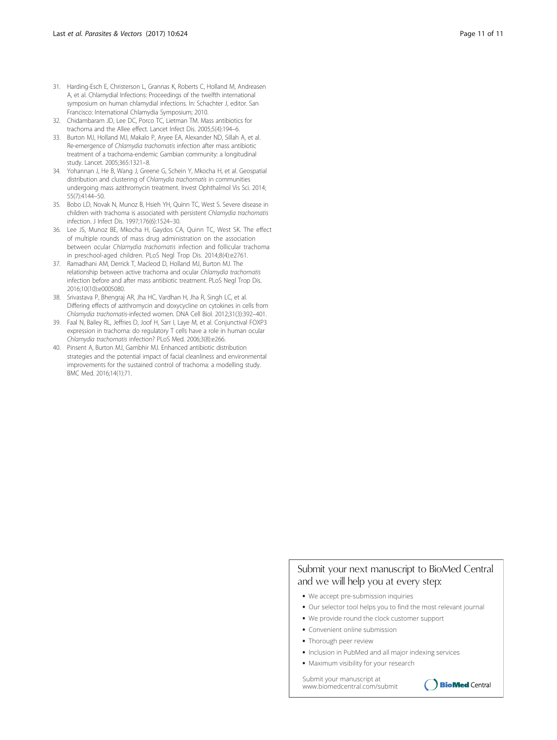31. Harding-Esch E, Christerson L, Grannas K, Roberts C, Holland M, Andreasen A, et al. Chlamydial Infections: Proceedings of the twelfth international symposium on human chlamydial infections. In: Schachter J, editor. San Francisco: International Chlamydia Symposium; 2010.
32. Chidambaram JD, Lee DC, Porco TC, Lietman TM. Mass antibiotics for trachoma and the Allee effect. Lancet Infect Dis. 2005;5(4):194–6.
33. Burton MJ, Holland MJ, Makalo P, Aryee EA, Alexander ND, Sillah A, et al. Re-emergence of *Chlamydia trachomatis* infection after mass antibiotic treatment of a trachoma-endemic Gambian community: a longitudinal study. Lancet. 2005;365:1321–8.
34. Yohannan J, He B, Wang J, Greene G, Schein Y, Mkocha H, et al. Geospatial distribution and clustering of *Chlamydia trachomatis* in communities undergoing mass azithromycin treatment. Invest Ophthalmol Vis Sci. 2014;55(7):4144–50.
35. Bobo LD, Novak N, Munoz B, Hsieh YH, Quinn TC, West S. Severe disease in children with trachoma is associated with persistent *Chlamydia trachomatis* infection. J Infect Dis. 1997;176(6):1524–30.
36. Lee JS, Munoz BE, Mkocha H, Gaydos CA, Quinn TC, West SK. The effect of multiple rounds of mass drug administration on the association between ocular *Chlamydia trachomatis* infection and follicular trachoma in preschool-aged children. PLoS Negl Trop Dis. 2014;8(4):e2761.
37. Ramadhani AM, Derrick T, Macleod D, Holland MJ, Burton MJ. The relationship between active trachoma and ocular *Chlamydia trachomatis* infection before and after mass antibiotic treatment. PLoS Negl Trop Dis. 2016;10(10):e0005080.
38. Srivastava P, Bhengraj AR, Jha HC, Vardhan H, Jha R, Singh LC, et al. Differing effects of azithromycin and doxycycline on cytokines in cells from *Chlamydia trachomatis*-infected women. DNA Cell Biol. 2012;31(3):392–401.
39. Faal N, Bailey RL, Jeffries D, Joof H, Sarr I, Laye M, et al. Conjunctival FOXP3 expression in trachoma: do regulatory T cells have a role in human ocular *Chlamydia trachomatis* infection? PLoS Med. 2006;3(8):e266.
40. Pinsent A, Burton MJ, Gambhir MJ. Enhanced antibiotic distribution strategies and the potential impact of facial cleanliness and environmental improvements for the sustained control of trachoma: a modelling study. BMC Med. 2016;14(1):71.

Submit your next manuscript to BioMed Central and we will help you at every step:

- We accept pre-submission inquiries
- Our selector tool helps you to find the most relevant journal
- We provide round the clock customer support
- Convenient online submission
- Thorough peer review
- Inclusion in PubMed and all major indexing services
- Maximum visibility for your research

Submit your manuscript at www.biomedcentral.com/submit

BioMed Central